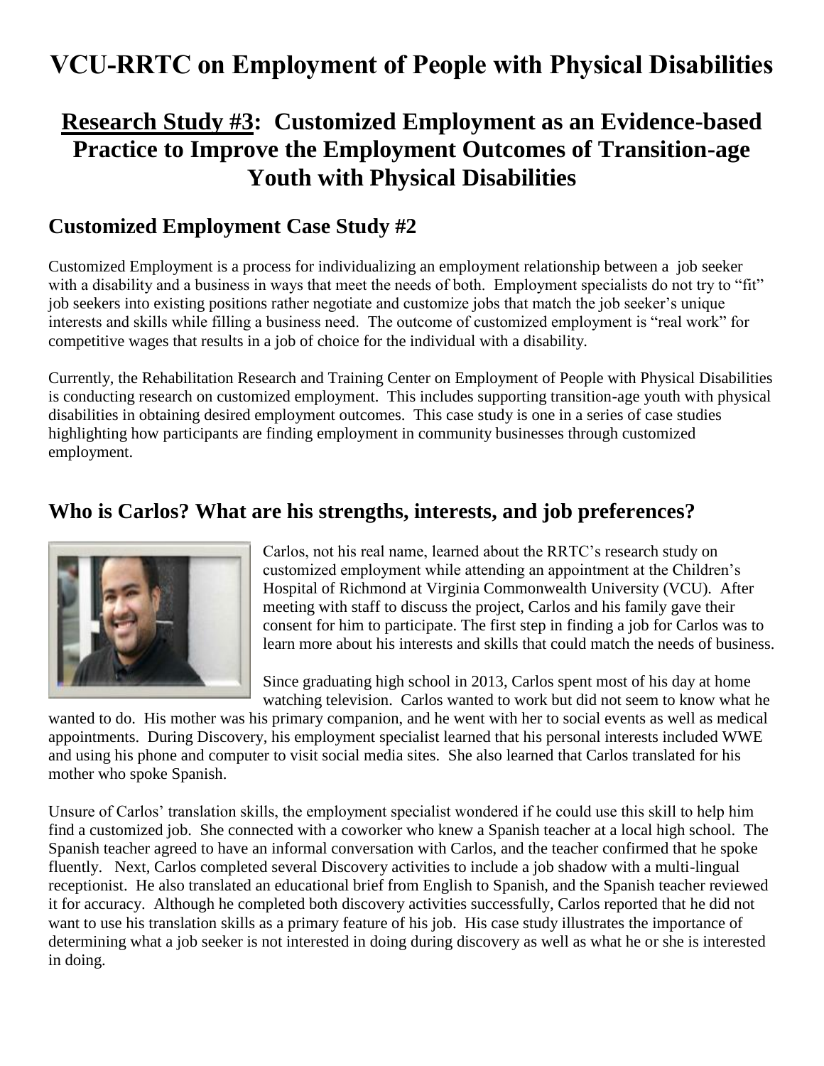# VCU-RRTC on Employment of People with Physical Disabilities

## Research Study #3: Customized Employment as an Evidence-based Practice to Improve the Employment Outcomes of Transition-age Youth with Physical Disabilities

### Customized Employment Case Study #2

Customized Employment is a process for individualizing an employment relationship between a job seeker with a disability and a business in ways that meet the needs of both. Employment specialists do not try to "fit" job seekers into existing positions rather negotiate and customize jobs that match the job seeker's unique interests and skills while filling a business need. The outcome of customized employment is "real work" for competitive wages that results in a job of choice for the individual with a disability.

Currently, the Rehabilitation Research and Training Center on Employment of People with Physical Disabilities is conducting research on customized employment. This includes supporting transition-age youth with physical disabilities in obtaining desired employment outcomes. This case study is one in a series of case studies highlighting how participants are finding employment in community businesses through customized employment.

### Who is Carlos? What are his strengths, interests, and job preferences?

Carlos, not his real name, learned about the RRTC's research study on customized employment while attending an appointment at the Children's Hospital of Richmond at Virginia Commonwealth University (VCU). After meeting with staff to discuss the project, Carlos and his family gave their consent for him to participate. The first step in finding a job for Carlos was to learn more about his interests and skills that could match the needs of business.

Since graduating high school in 2013, Carlos spent most of his day at home watching television. Carlos wanted to work but did not seem to know what he wanted to do. His mother was his primary companion, and he went with her to social events as well as medical appointments. During Discovery, his employment specialist learned that his personal interests included WWE and using his phone and computer to visit social media sites. She also learned that Carlos translated for his mother who spoke Spanish.

Unsure of Carlos' translation skills, the employment specialist wondered if he could use this skill to help him find a customized job. She connected with a coworker who knew a Spanish teacher at a local high school. The Spanish teacher agreed to have an informal conversation with Carlos, and the teacher confirmed that he spoke fluently. Next, Carlos completed several Discovery activities to include a job shadow with a multi-lingual receptionist. He also translated an educational brief from English to Spanish, and the Spanish teacher reviewed it for accuracy. Although he completed both discovery activities successfully, Carlos reported that he did not want to use his translation skills as a primary feature of his job. His case study illustrates the importance of determining what a job seeker is not interested in doing during discovery as well as what he or she is interested in doing.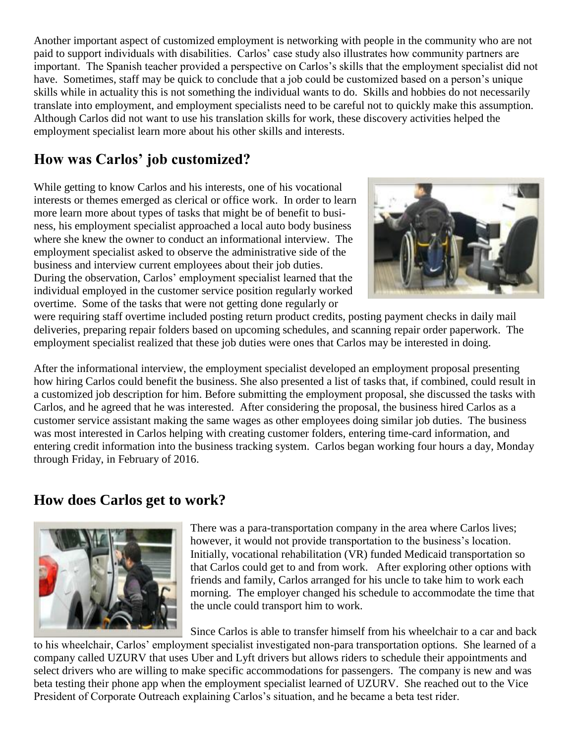Another important aspect of customized employment is networking with people in the community who are not paid to support individuals with disabilities. Carlos' case study also illustrates how community partners are important. The Spanish teacher provided a perspective on Carlos's skills that the employment specialist did not have. Sometimes, staff may be quick to conclude that a job could be customized based on a person's unique skills while in actuality this is not something the individual wants to do. Skills and hobbies do not necessarily translate into employment, and employment specialists need to be careful not to quickly make this assumption. Although Carlos did not want to use his translation skills for work, these discovery activities helped the employment specialist learn more about his other skills and interests.

## How was Carlos' job customized?

While getting to know Carlos and his interests, one of his vocational interests or themes emerged as clerical or office work. In order to learn more learn more about types of tasks that might be of benefit to business, his employment specialist approached a local auto body business where she knew the owner to conduct an informational interview. The employment specialist asked to observe the administrative side of the business and interview current employees about their job duties. During the observation, Carlos' employment specialist learned that the individual employed in the customer service position regularly worked overtime. Some of the tasks that were not getting done regularly or were requiring staff overtime included posting return product credits, posting payment checks in daily mail deliveries, preparing repair folders based on upcoming schedules, and scanning repair order paperwork. The employment specialist realized that these job duties were ones that Carlos may be interested in doing.

After the informational interview, the employment specialist developed an employment proposal presenting how hiring Carlos could benefit the business. She also presented a list of tasks that, if combined, could result in a customized job description for him. Before submitting the employment proposal, she discussed the tasks with Carlos, and he agreed that he was interested. After considering the proposal, the business hired Carlos as a customer service assistant making the same wages as other employees doing similar job duties. The business was most interested in Carlos helping with creating customer folders, entering time-card information, and entering credit information into the business tracking system. Carlos began working four hours a day, Monday through Friday, in February of 2016.

## How does Carlos get to work?

There was a para-transportation company in the area where Carlos lives; however, it would not provide transportation to the business's location. Initially, vocational rehabilitation (VR) funded Medicaid transportation so that Carlos could get to and from work. After exploring other options with friends and family, Carlos arranged for his uncle to take him to work each morning. The employer changed his schedule to accommodate the time that the uncle could transport him to work.

Since Carlos is able to transfer himself from his wheelchair to a car and back to his wheelchair, Carlos' employment specialist investigated non-para transportation options. She learned of a company called UZURV that uses Uber and Lyft drivers but allows riders to schedule their appointments and select drivers who are willing to make specific accommodations for passengers. The company is new and was beta testing their phone app when the employment specialist learned of UZURV. She reached out to the Vice President of Corporate Outreach explaining Carlos's situation, and he became a beta test rider.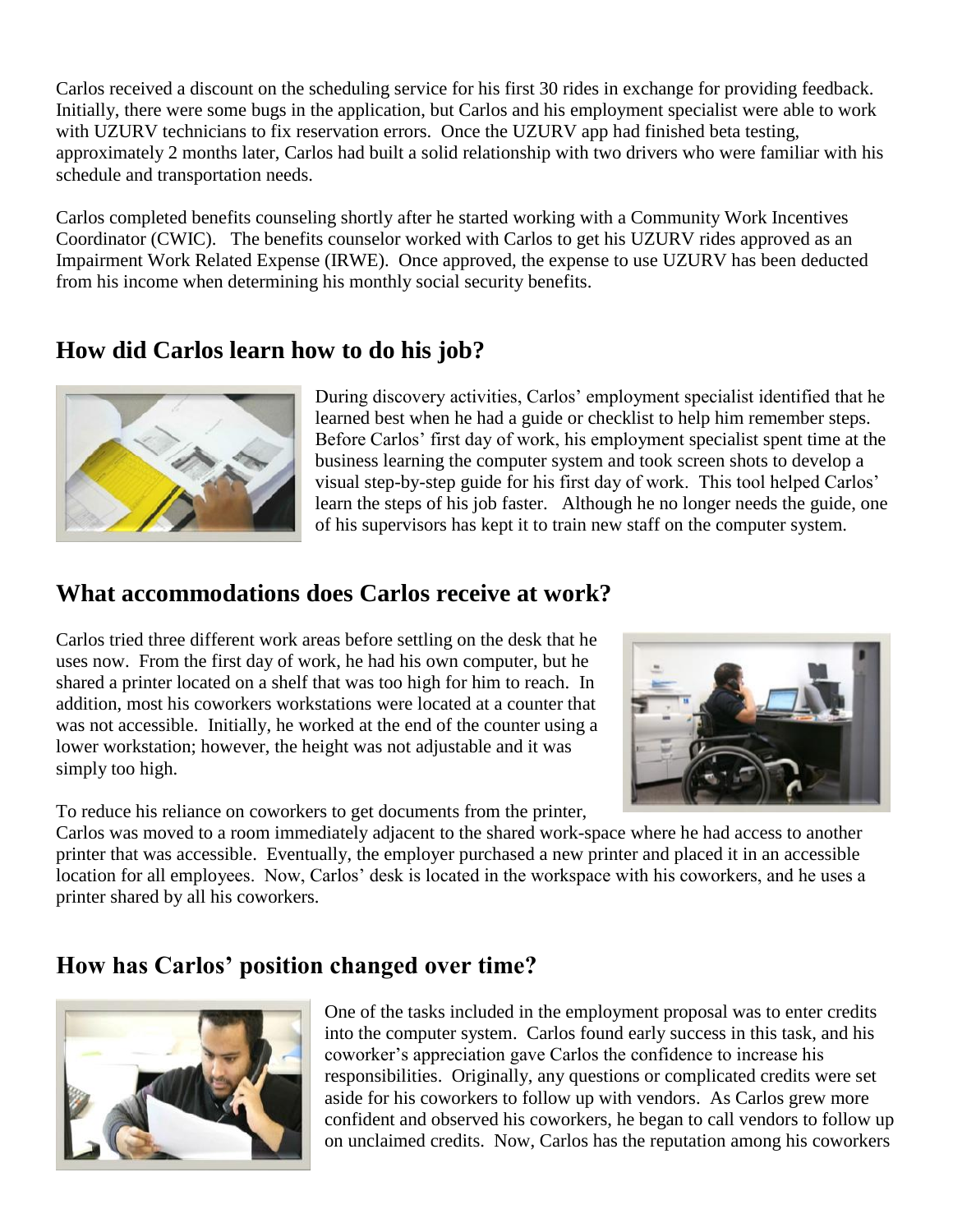Carlos received a discount on the scheduling service for his first 30 rides in exchange for providing feedback. Initially, there were some bugs in the application, but Carlos and his employment specialist were able to work with UZURV technicians to fix reservation errors. Once the UZURV app had finished beta testing, approximately 2 months later, Carlos had built a solid relationship with two drivers who were familiar with his schedule and transportation needs.

Carlos completed benefits counseling shortly after he started working with a Community Work Incentives Coordinator (CWIC). The benefits counselor worked with Carlos to get his UZURV rides approved as an Impairment Work Related Expense (IRWE). Once approved, the expense to use UZURV has been deducted from his income when determining his monthly social security benefits.

## How did Carlos learn how to do his job?

During discovery activities, Carlos' employment specialist identified that he learned best when he had a guide or checklist to help him remember steps. Before Carlos' first day of work, his employment specialist spent time at the business learning the computer system and took screen shots to develop a visual step-by-step guide for his first day of work. This tool helped Carlos' learn the steps of his job faster. Although he no longer needs the guide, one of his supervisors has kept it to train new staff on the computer system.

## What accommodations does Carlos receive at work?

Carlos tried three different work areas before settling on the desk that he uses now. From the first day of work, he had his own computer, but he shared a printer located on a shelf that was too high for him to reach. In addition, most his coworkers workstations were located at a counter that was not accessible. Initially, he worked at the end of the counter using a lower workstation; however, the height was not adjustable and it was simply too high.

To reduce his reliance on coworkers to get documents from the printer, Carlos was moved to a room immediately adjacent to the shared work-space where he had access to another printer that was accessible. Eventually, the employer purchased a new printer and placed it in an accessible location for all employees. Now, Carlos' desk is located in the workspace with his coworkers, and he uses a printer shared by all his coworkers.

## How has Carlos' position changed over time?

One of the tasks included in the employment proposal was to enter credits into the computer system. Carlos found early success in this task, and his coworker's appreciation gave Carlos the confidence to increase his responsibilities. Originally, any questions or complicated credits were set aside for his coworkers to follow up with vendors. As Carlos grew more confident and observed his coworkers, he began to call vendors to follow up on unclaimed credits. Now, Carlos has the reputation among his coworkers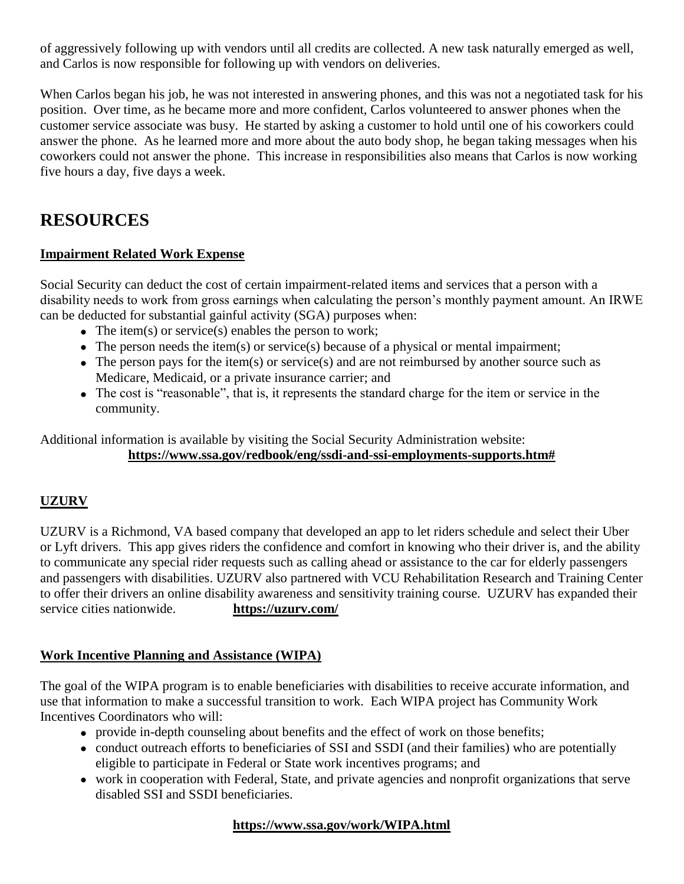of aggressively following up with vendors until all credits are collected. A new task naturally emerged as well, and Carlos is now responsible for following up with vendors on deliveries.

When Carlos began his job, he was not interested in answering phones, and this was not a negotiated task for his position. Over time, as he became more and more confident, Carlos volunteered to answer phones when the customer service associate was busy. He started by asking a customer to hold until one of his coworkers could answer the phone. As he learned more and more about the auto body shop, he began taking messages when his coworkers could not answer the phone. This increase in responsibilities also means that Carlos is now working five hours a day, five days a week.

# RESOURCES

**Impairment Related Work Expense**

Social Security can deduct the cost of certain impairment-related items and services that a person with a disability needs to work from gross earnings when calculating the person's monthly payment amount. An IRWE can be deducted for substantial gainful activity (SGA) purposes when:

- The item(s) or service(s) enables the person to work;
- The person needs the item(s) or service(s) because of a physical or mental impairment;
- The person pays for the item(s) or service(s) and are not reimbursed by another source such as Medicare, Medicaid, or a private insurance carrier; and
- The cost is "reasonable", that is, it represents the standard charge for the item or service in the community.

Additional information is available by visiting the Social Security Administration website:
**https://www.ssa.gov/redbook/eng/ssdi-and-ssi-employments-supports.htm#**

**UZURV**

UZURV is a Richmond, VA based company that developed an app to let riders schedule and select their Uber or Lyft drivers. This app gives riders the confidence and comfort in knowing who their driver is, and the ability to communicate any special rider requests such as calling ahead or assistance to the car for elderly passengers and passengers with disabilities. UZURV also partnered with VCU Rehabilitation Research and Training Center to offer their drivers an online disability awareness and sensitivity training course. UZURV has expanded their service cities nationwide. **https://uzurv.com/**

**Work Incentive Planning and Assistance (WIPA)**

The goal of the WIPA program is to enable beneficiaries with disabilities to receive accurate information, and use that information to make a successful transition to work. Each WIPA project has Community Work Incentives Coordinators who will:

- provide in-depth counseling about benefits and the effect of work on those benefits;
- conduct outreach efforts to beneficiaries of SSI and SSDI (and their families) who are potentially eligible to participate in Federal or State work incentives programs; and
- work in cooperation with Federal, State, and private agencies and nonprofit organizations that serve disabled SSI and SSDI beneficiaries.

**https://www.ssa.gov/work/WIPA.html**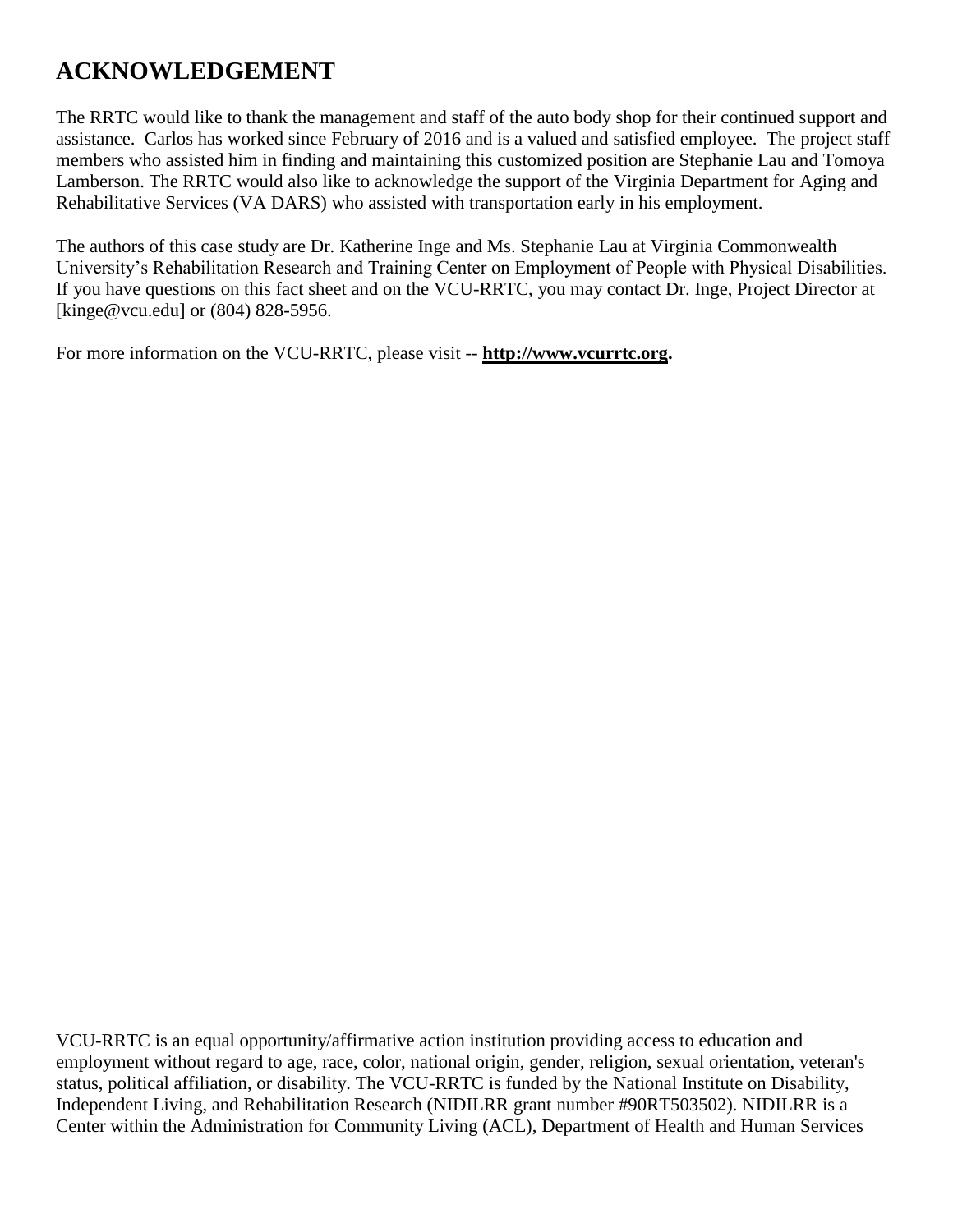## ACKNOWLEDGEMENT

The RRTC would like to thank the management and staff of the auto body shop for their continued support and assistance. Carlos has worked since February of 2016 and is a valued and satisfied employee. The project staff members who assisted him in finding and maintaining this customized position are Stephanie Lau and Tomoya Lamberson. The RRTC would also like to acknowledge the support of the Virginia Department for Aging and Rehabilitative Services (VA DARS) who assisted with transportation early in his employment.

The authors of this case study are Dr. Katherine Inge and Ms. Stephanie Lau at Virginia Commonwealth University's Rehabilitation Research and Training Center on Employment of People with Physical Disabilities. If you have questions on this fact sheet and on the VCU-RRTC, you may contact Dr. Inge, Project Director at [kinge@vcu.edu] or (804) 828-5956.

For more information on the VCU-RRTC, please visit -- **http://www.vcurrtc.org.**

VCU-RRTC is an equal opportunity/affirmative action institution providing access to education and employment without regard to age, race, color, national origin, gender, religion, sexual orientation, veteran's status, political affiliation, or disability. The VCU-RRTC is funded by the National Institute on Disability, Independent Living, and Rehabilitation Research (NIDILRR grant number #90RT503502). NIDILRR is a Center within the Administration for Community Living (ACL), Department of Health and Human Services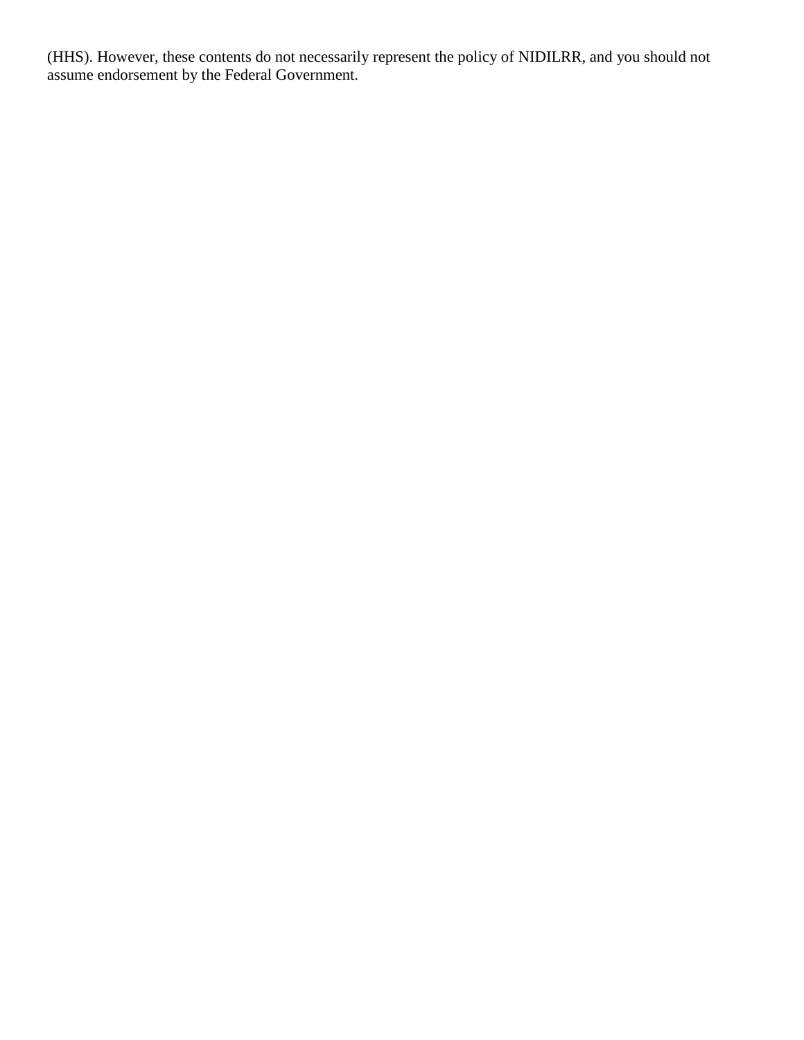(HHS). However, these contents do not necessarily represent the policy of NIDILRR, and you should not assume endorsement by the Federal Government.